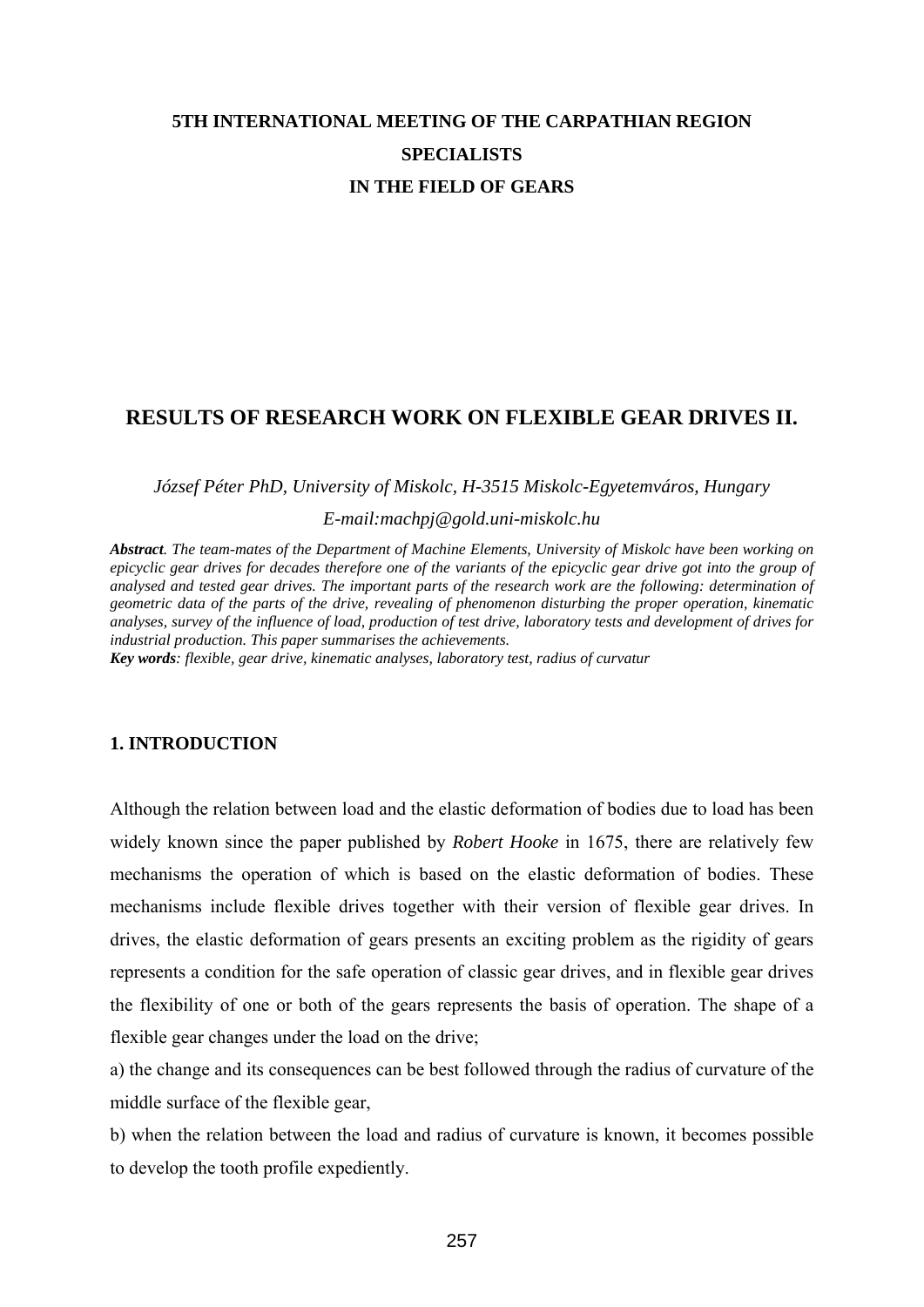**5TH INTERNATIONAL MEETING OF THE CARPATHIAN REGION SPECIALISTS IN THE FIELD OF GEARS**

# RESULTS OF RESEARCH WORK ON FLEXIBLE GEAR DRIVES II.

*József Péter PhD, University of Miskolc, H-3515 Miskolc-Egyetemváros, Hungary*

*E-mail:machpj@gold.uni-miskolc.hu*

***Abstract**. The team-mates of the Department of Machine Elements, University of Miskolc have been working on epicyclic gear drives for decades therefore one of the variants of the epicyclic gear drive got into the group of analysed and tested gear drives. The important parts of the research work are the following: determination of geometric data of the parts of the drive, revealing of phenomenon disturbing the proper operation, kinematic analyses, survey of the influence of load, production of test drive, laboratory tests and development of drives for industrial production. This paper summarises the achievements.*

***Key words**: flexible, gear drive, kinematic analyses, laboratory test, radius of curvatur*

## 1. INTRODUCTION

Although the relation between load and the elastic deformation of bodies due to load has been widely known since the paper published by *Robert Hooke* in 1675, there are relatively few mechanisms the operation of which is based on the elastic deformation of bodies. These mechanisms include flexible drives together with their version of flexible gear drives. In drives, the elastic deformation of gears presents an exciting problem as the rigidity of gears represents a condition for the safe operation of classic gear drives, and in flexible gear drives the flexibility of one or both of the gears represents the basis of operation. The shape of a flexible gear changes under the load on the drive;

a) the change and its consequences can be best followed through the radius of curvature of the middle surface of the flexible gear,

b) when the relation between the load and radius of curvature is known, it becomes possible to develop the tooth profile expediently.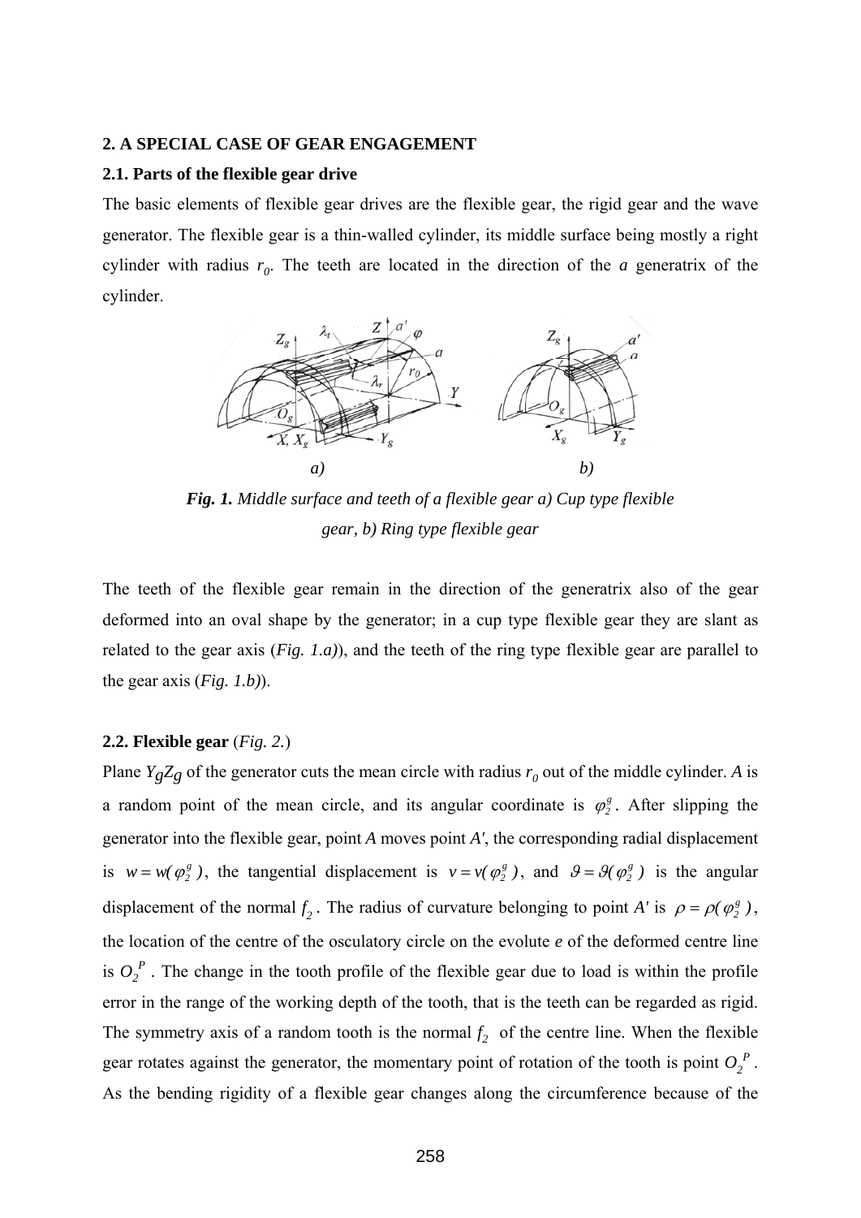## 2. A SPECIAL CASE OF GEAR ENGAGEMENT

### 2.1. Parts of the flexible gear drive

The basic elements of flexible gear drives are the flexible gear, the rigid gear and the wave generator. The flexible gear is a thin-walled cylinder, its middle surface being mostly a right cylinder with radius $r_0$. The teeth are located in the direction of the ***a*** generatrix of the cylinder.

***Fig. 1.*** *Middle surface and teeth of a flexible gear a) Cup type flexible gear, b) Ring type flexible gear*

The teeth of the flexible gear remain in the direction of the generatrix also of the gear deformed into an oval shape by the generator; in a cup type flexible gear they are slant as related to the gear axis (***Fig. 1.a)***), and the teeth of the ring type flexible gear are parallel to the gear axis (***Fig. 1.b)***).

### 2.2. Flexible gear (*Fig. 2.*)

Plane $Y_g Z_g$ of the generator cuts the mean circle with radius $r_0$ out of the middle cylinder. *A* is a random point of the mean circle, and its angular coordinate is $\varphi_2^g$. After slipping the generator into the flexible gear, point *A* moves point *A'*, the corresponding radial displacement is $w = w(\varphi_2^g)$, the tangential displacement is $v = v(\varphi_2^g)$, and $\vartheta = \vartheta(\varphi_2^g)$ is the angular displacement of the normal $f_2$. The radius of curvature belonging to point *A'* is $\rho = \rho(\varphi_2^g)$, the location of the centre of the osculatory circle on the evolute ***e*** of the deformed centre line is $O_2^P$. The change in the tooth profile of the flexible gear due to load is within the profile error in the range of the working depth of the tooth, that is the teeth can be regarded as rigid. The symmetry axis of a random tooth is the normal $f_2$ of the centre line. When the flexible gear rotates against the generator, the momentary point of rotation of the tooth is point $O_2^P$. As the bending rigidity of a flexible gear changes along the circumference because of the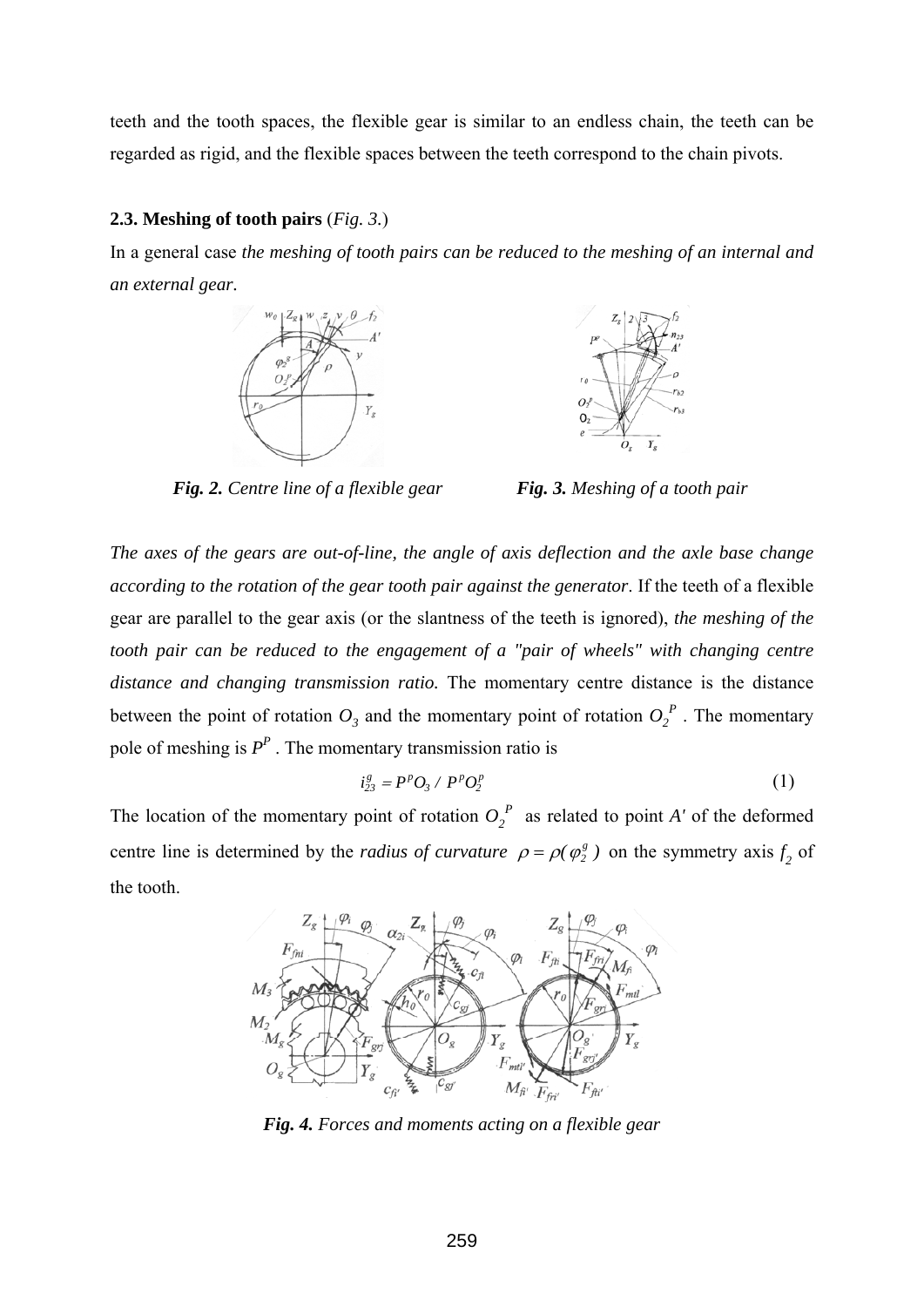teeth and the tooth spaces, the flexible gear is similar to an endless chain, the teeth can be regarded as rigid, and the flexible spaces between the teeth correspond to the chain pivots.

### 2.3. Meshing of tooth pairs (*Fig. 3.*)

In a general case *the meshing of tooth pairs can be reduced to the meshing of an internal and an external gear*.

***Fig. 2.** Centre line of a flexible gear*

***Fig. 3.** Meshing of a tooth pair*

*The axes of the gears are out-of-line, the angle of axis deflection and the axle base change according to the rotation of the gear tooth pair against the generator*. If the teeth of a flexible gear are parallel to the gear axis (or the slantness of the teeth is ignored), *the meshing of the tooth pair can be reduced to the engagement of a "pair of wheels" with changing centre distance and changing transmission ratio.* The momentary centre distance is the distance between the point of rotation $O_3$ and the momentary point of rotation $O_2^{\,P}$. The momentary pole of meshing is $P^P$. The momentary transmission ratio is

$$i_{23}^{g} = P^{p}O_3 \,/\, P^{p}O_2^{p} \tag{1}$$

The location of the momentary point of rotation $O_2^{\,P}$ as related to point $A'$ of the deformed centre line is determined by the *radius of curvature* $\rho = \rho(\varphi_2^{g})$ on the symmetry axis $f_2$ of the tooth.

***Fig. 4.** Forces and moments acting on a flexible gear*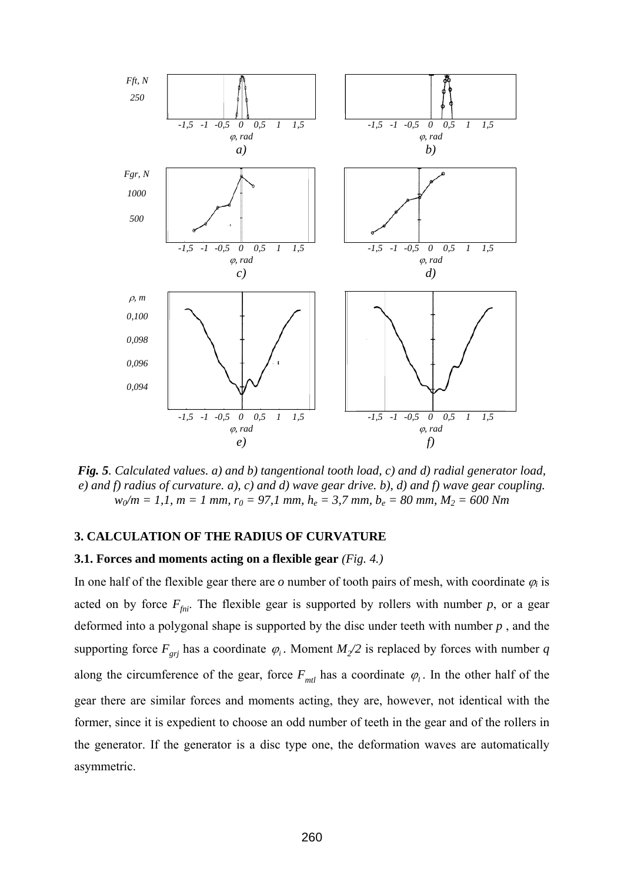*Fig. 5. Calculated values. a) and b) tangentional tooth load, c) and d) radial generator load, e) and f) radius of curvature. a), c) and d) wave gear drive. b), d) and f) wave gear coupling.* $w_0/m = 1{,}1$, $m = 1$ mm, $r_0 = 97{,}1$ mm, $h_e = 3{,}7$ mm, $b_e = 80$ mm, $M_2 = 600$ Nm

## 3. CALCULATION OF THE RADIUS OF CURVATURE

### 3.1. Forces and moments acting on a flexible gear *(Fig. 4.)*

In one half of the flexible gear there are *o* number of tooth pairs of mesh, with coordinate $\varphi_i$ is acted on by force $F_{fni}$. The flexible gear is supported by rollers with number *p*, or a gear deformed into a polygonal shape is supported by the disc under teeth with number *p*, and the supporting force $F_{grj}$ has a coordinate $\varphi_i$. Moment $M_2/2$ is replaced by forces with number *q* along the circumference of the gear, force $F_{mtl}$ has a coordinate $\varphi_l$. In the other half of the gear there are similar forces and moments acting, they are, however, not identical with the former, since it is expedient to choose an odd number of teeth in the gear and of the rollers in the generator. If the generator is a disc type one, the deformation waves are automatically asymmetric.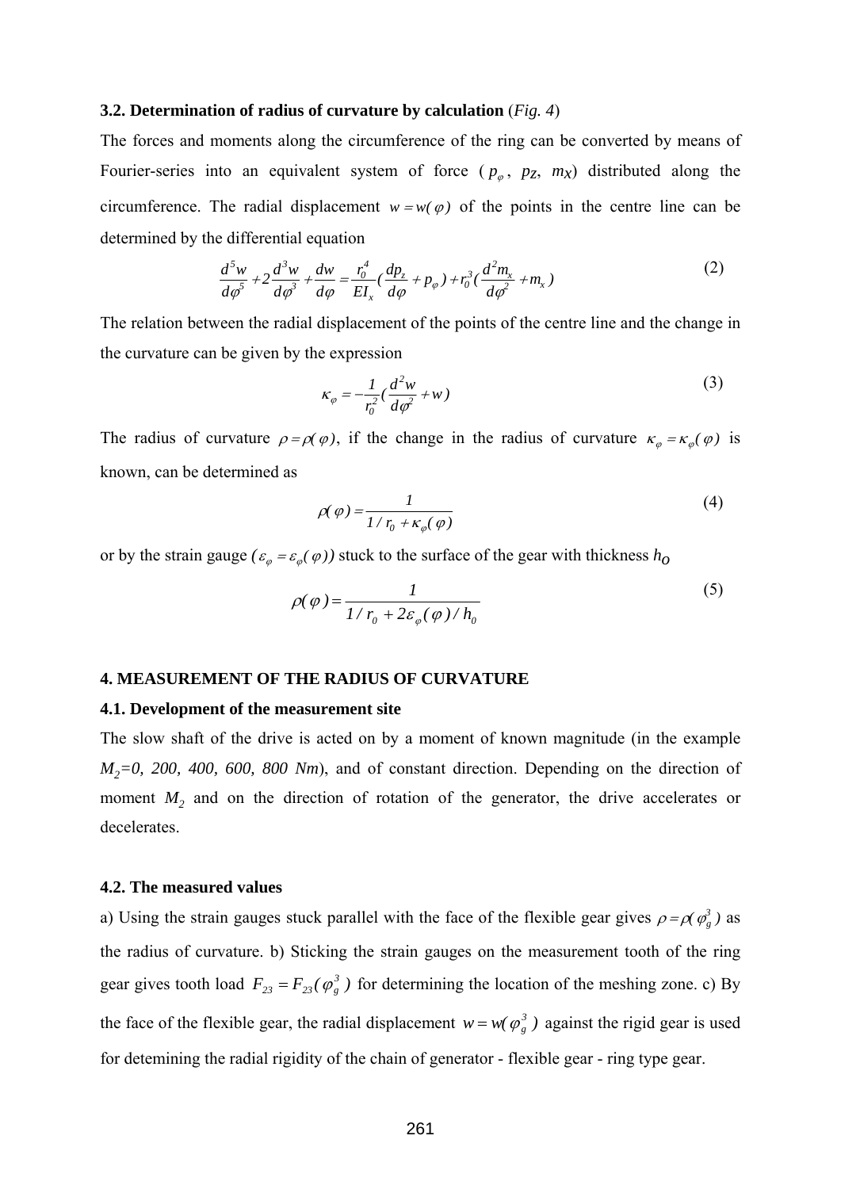### 3.2. Determination of radius of curvature by calculation (*Fig. 4*)

The forces and moments along the circumference of the ring can be converted by means of Fourier-series into an equivalent system of force ($p_\varphi$, $p_Z$, $m_X$) distributed along the circumference. The radial displacement $w = w(\varphi)$ of the points in the centre line can be determined by the differential equation

$$\frac{d^5 w}{d\varphi^5} + 2\frac{d^3 w}{d\varphi^3} + \frac{dw}{d\varphi} = \frac{r_0^4}{EI_x}\left(\frac{dp_z}{d\varphi} + p_\varphi\right) + r_0^3\left(\frac{d^2 m_x}{d\varphi^2} + m_x\right) \tag{2}$$

The relation between the radial displacement of the points of the centre line and the change in the curvature can be given by the expression

$$\kappa_\varphi = -\frac{1}{r_0^2}\left(\frac{d^2 w}{d\varphi^2} + w\right) \tag{3}$$

The radius of curvature $\rho = \rho(\varphi)$, if the change in the radius of curvature $\kappa_\varphi = \kappa_\varphi(\varphi)$ is known, can be determined as

$$\rho(\varphi) = \frac{1}{1/r_0 + \kappa_\varphi(\varphi)} \tag{4}$$

or by the strain gauge $(\varepsilon_\varphi = \varepsilon_\varphi(\varphi))$ stuck to the surface of the gear with thickness $h_O$

$$\rho(\varphi) = \frac{1}{1/r_0 + 2\varepsilon_\varphi(\varphi)/h_0} \tag{5}$$

## 4. MEASUREMENT OF THE RADIUS OF CURVATURE

### 4.1. Development of the measurement site

The slow shaft of the drive is acted on by a moment of known magnitude (in the example *$M_2$=0, 200, 400, 600, 800 Nm*), and of constant direction. Depending on the direction of moment $M_2$ and on the direction of rotation of the generator, the drive accelerates or decelerates.

### 4.2. The measured values

a) Using the strain gauges stuck parallel with the face of the flexible gear gives $\rho = \rho(\varphi_g^3)$ as the radius of curvature. b) Sticking the strain gauges on the measurement tooth of the ring gear gives tooth load $F_{23} = F_{23}(\varphi_g^3)$ for determining the location of the meshing zone. c) By the face of the flexible gear, the radial displacement $w = w(\varphi_g^3)$ against the rigid gear is used for detemining the radial rigidity of the chain of generator - flexible gear - ring type gear.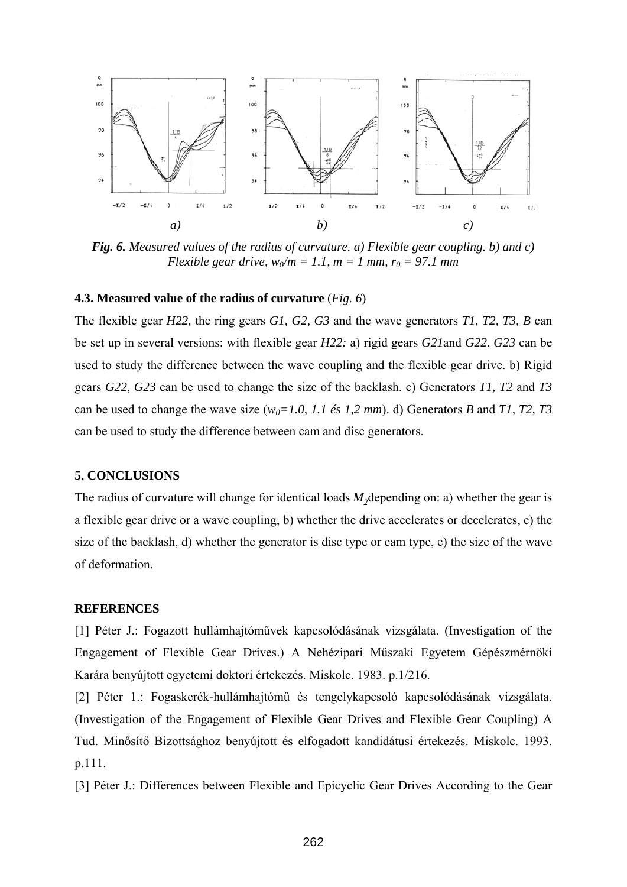*a)* *b)* *c)*

***Fig. 6.*** *Measured values of the radius of curvature. a) Flexible gear coupling. b) and c) Flexible gear drive, $w_0/m = 1.1$, $m = 1$ mm, $r_0 = 97.1$ mm*

### 4.3. Measured value of the radius of curvature (*Fig. 6*)

The flexible gear *H22,* the ring gears *G1, G2, G3* and the wave generators *T1, T2, T3, B* can be set up in several versions: with flexible gear *H22:* a) rigid gears *G21*and *G22*, *G23* can be used to study the difference between the wave coupling and the flexible gear drive. b) Rigid gears *G22*, *G23* can be used to change the size of the backlash. c) Generators *T1, T2* and *T3* can be used to change the wave size (*$w_0$=1.0, 1.1 és 1,2 mm*). d) Generators *B* and *T1, T2, T3* can be used to study the difference between cam and disc generators.

### 5. CONCLUSIONS

The radius of curvature will change for identical loads $M_2$depending on: a) whether the gear is a flexible gear drive or a wave coupling, b) whether the drive accelerates or decelerates, c) the size of the backlash, d) whether the generator is disc type or cam type, e) the size of the wave of deformation.

### REFERENCES

[1] Péter J.: Fogazott hullámhajtóművek kapcsolódásának vizsgálata. (Investigation of the Engagement of Flexible Gear Drives.) A Nehézipari Műszaki Egyetem Gépészmérnöki Karára benyújtott egyetemi doktori értekezés. Miskolc. 1983. p.1/216.

[2] Péter 1.: Fogaskerék-hullámhajtómű és tengelykapcsoló kapcsolódásának vizsgálata. (Investigation of the Engagement of Flexible Gear Drives and Flexible Gear Coupling) A Tud. Minősítő Bizottsághoz benyújtott és elfogadott kandidátusi értekezés. Miskolc. 1993. p.111.

[3] Péter J.: Differences between Flexible and Epicyclic Gear Drives According to the Gear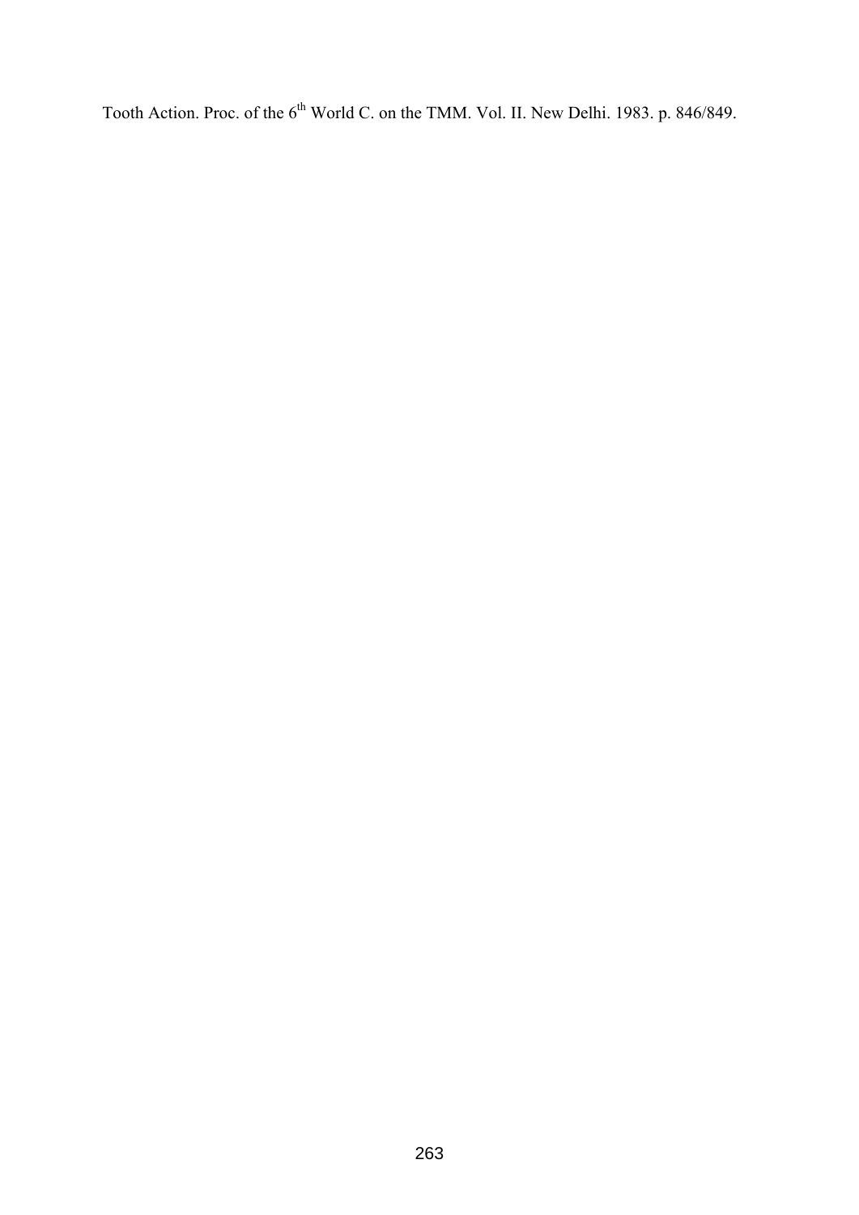Tooth Action. Proc. of the 6th World C. on the TMM. Vol. II. New Delhi. 1983. p. 846/849.